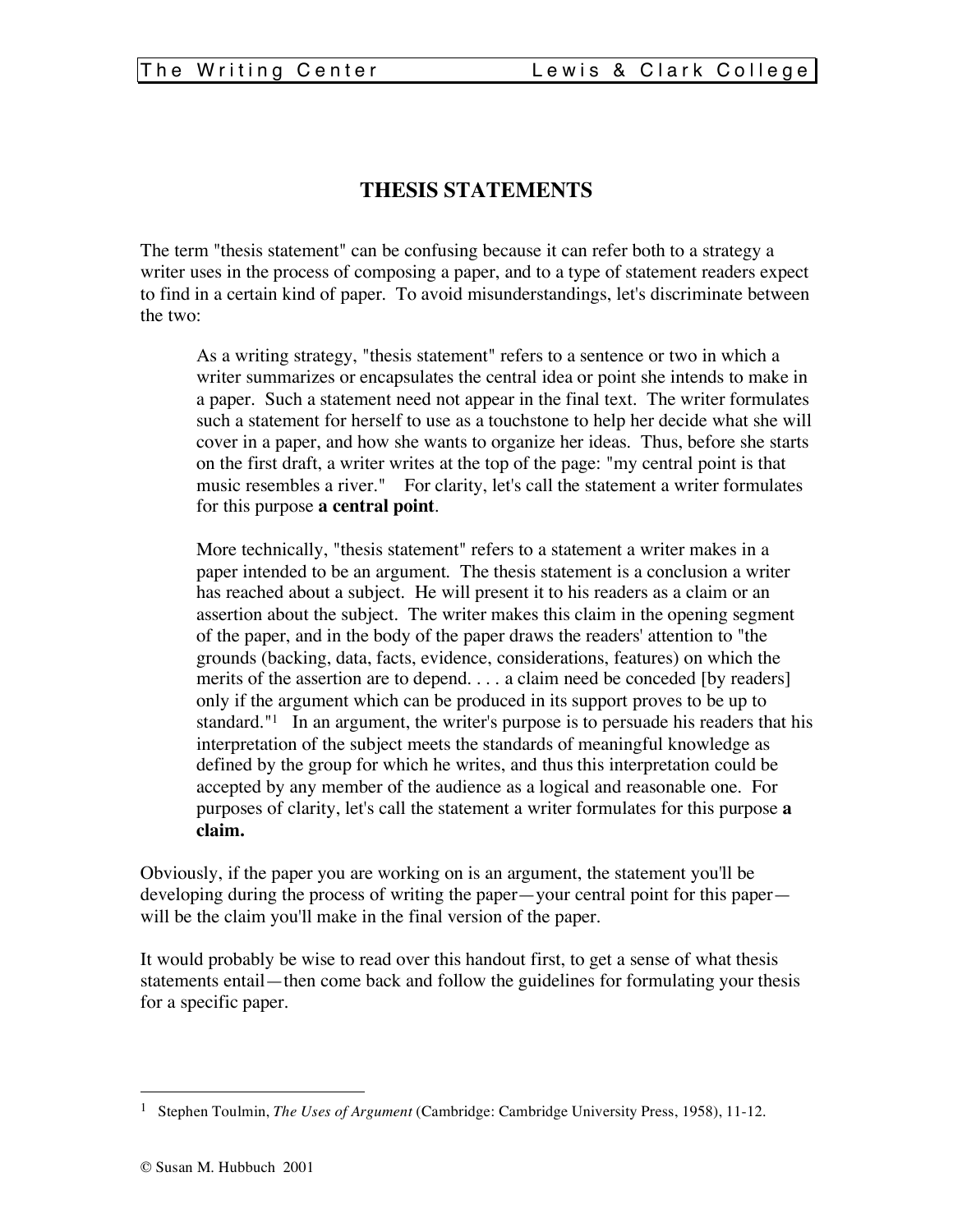# THESIS STATEMENTS

The term "thesis statement" can be confusing because it can refer both to a strategy a writer uses in the process of composing a paper, and to a type of statement readers expect to find in a certain kind of paper. To avoid misunderstandings, let's discriminate between the two:

> As a writing strategy, "thesis statement" refers to a sentence or two in which a writer summarizes or encapsulates the central idea or point she intends to make in a paper. Such a statement need not appear in the final text. The writer formulates such a statement for herself to use as a touchstone to help her decide what she will cover in a paper, and how she wants to organize her ideas. Thus, before she starts on the first draft, a writer writes at the top of the page: "my central point is that music resembles a river." For clarity, let's call the statement a writer formulates for this purpose **a central point**.
>
> More technically, "thesis statement" refers to a statement a writer makes in a paper intended to be an argument. The thesis statement is a conclusion a writer has reached about a subject. He will present it to his readers as a claim or an assertion about the subject. The writer makes this claim in the opening segment of the paper, and in the body of the paper draws the readers' attention to "the grounds (backing, data, facts, evidence, considerations, features) on which the merits of the assertion are to depend. . . . a claim need be conceded [by readers] only if the argument which can be produced in its support proves to be up to standard."[1] In an argument, the writer's purpose is to persuade his readers that his interpretation of the subject meets the standards of meaningful knowledge as defined by the group for which he writes, and thus this interpretation could be accepted by any member of the audience as a logical and reasonable one. For purposes of clarity, let's call the statement a writer formulates for this purpose **a claim.**

Obviously, if the paper you are working on is an argument, the statement you'll be developing during the process of writing the paper—your central point for this paper—will be the claim you'll make in the final version of the paper.

It would probably be wise to read over this handout first, to get a sense of what thesis statements entail—then come back and follow the guidelines for formulating your thesis for a specific paper.

---

[1] Stephen Toulmin, *The Uses of Argument* (Cambridge: Cambridge University Press, 1958), 11-12.

© Susan M. Hubbuch 2001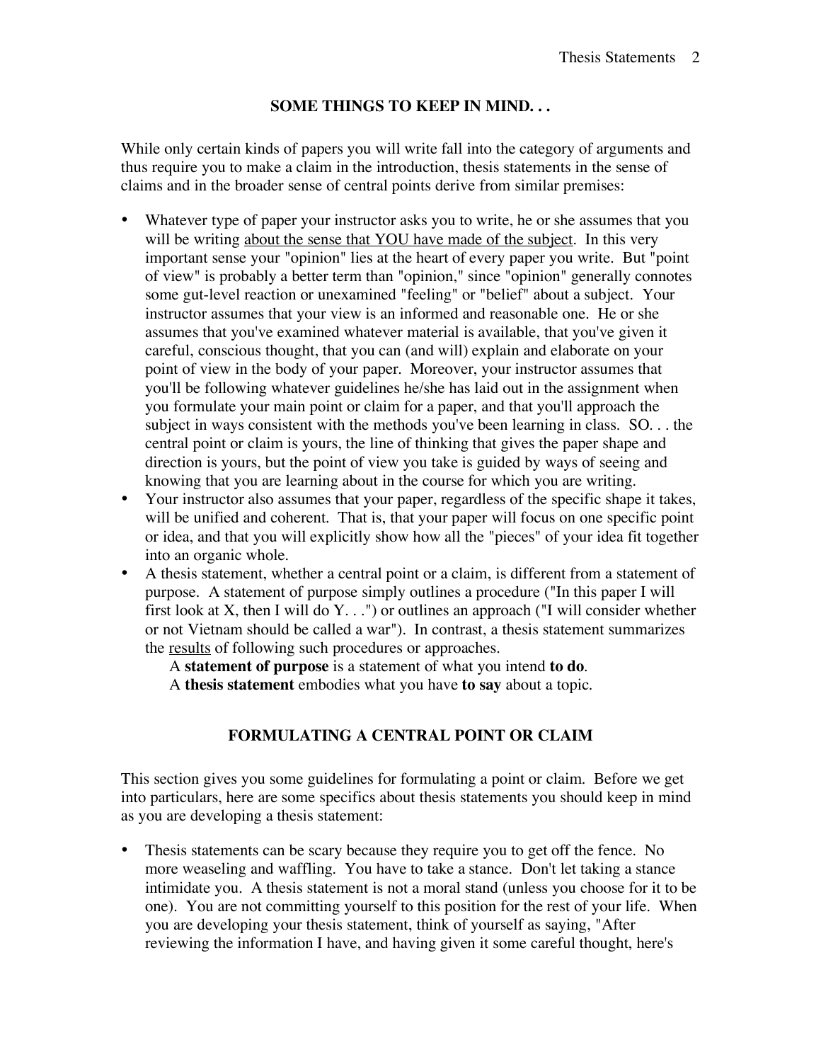## SOME THINGS TO KEEP IN MIND. . .

While only certain kinds of papers you will write fall into the category of arguments and thus require you to make a claim in the introduction, thesis statements in the sense of claims and in the broader sense of central points derive from similar premises:

- Whatever type of paper your instructor asks you to write, he or she assumes that you will be writing <u>about the sense that YOU have made of the subject</u>. In this very important sense your "opinion" lies at the heart of every paper you write. But "point of view" is probably a better term than "opinion," since "opinion" generally connotes some gut-level reaction or unexamined "feeling" or "belief" about a subject. Your instructor assumes that your view is an informed and reasonable one. He or she assumes that you've examined whatever material is available, that you've given it careful, conscious thought, that you can (and will) explain and elaborate on your point of view in the body of your paper. Moreover, your instructor assumes that you'll be following whatever guidelines he/she has laid out in the assignment when you formulate your main point or claim for a paper, and that you'll approach the subject in ways consistent with the methods you've been learning in class. SO. . . the central point or claim is yours, the line of thinking that gives the paper shape and direction is yours, but the point of view you take is guided by ways of seeing and knowing that you are learning about in the course for which you are writing.
- Your instructor also assumes that your paper, regardless of the specific shape it takes, will be unified and coherent. That is, that your paper will focus on one specific point or idea, and that you will explicitly show how all the "pieces" of your idea fit together into an organic whole.
- A thesis statement, whether a central point or a claim, is different from a statement of purpose. A statement of purpose simply outlines a procedure ("In this paper I will first look at X, then I will do Y. . .") or outlines an approach ("I will consider whether or not Vietnam should be called a war"). In contrast, a thesis statement summarizes the <u>results</u> of following such procedures or approaches.

  A **statement of purpose** is a statement of what you intend **to do**.
  A **thesis statement** embodies what you have **to say** about a topic.

## FORMULATING A CENTRAL POINT OR CLAIM

This section gives you some guidelines for formulating a point or claim. Before we get into particulars, here are some specifics about thesis statements you should keep in mind as you are developing a thesis statement:

- Thesis statements can be scary because they require you to get off the fence. No more weaseling and waffling. You have to take a stance. Don't let taking a stance intimidate you. A thesis statement is not a moral stand (unless you choose for it to be one). You are not committing yourself to this position for the rest of your life. When you are developing your thesis statement, think of yourself as saying, "After reviewing the information I have, and having given it some careful thought, here's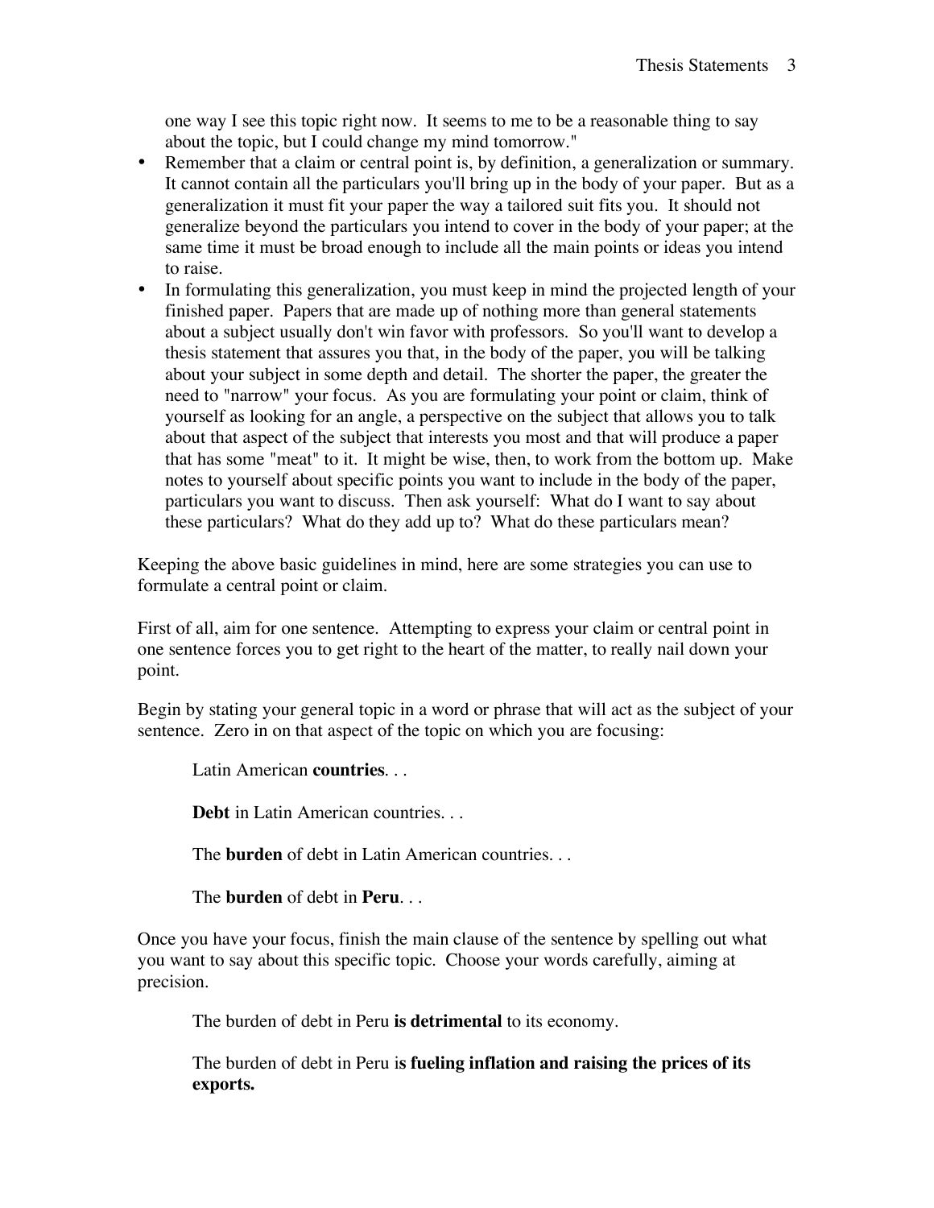one way I see this topic right now. It seems to me to be a reasonable thing to say about the topic, but I could change my mind tomorrow."

- Remember that a claim or central point is, by definition, a generalization or summary. It cannot contain all the particulars you'll bring up in the body of your paper. But as a generalization it must fit your paper the way a tailored suit fits you. It should not generalize beyond the particulars you intend to cover in the body of your paper; at the same time it must be broad enough to include all the main points or ideas you intend to raise.
- In formulating this generalization, you must keep in mind the projected length of your finished paper. Papers that are made up of nothing more than general statements about a subject usually don't win favor with professors. So you'll want to develop a thesis statement that assures you that, in the body of the paper, you will be talking about your subject in some depth and detail. The shorter the paper, the greater the need to "narrow" your focus. As you are formulating your point or claim, think of yourself as looking for an angle, a perspective on the subject that allows you to talk about that aspect of the subject that interests you most and that will produce a paper that has some "meat" to it. It might be wise, then, to work from the bottom up. Make notes to yourself about specific points you want to include in the body of the paper, particulars you want to discuss. Then ask yourself: What do I want to say about these particulars? What do they add up to? What do these particulars mean?

Keeping the above basic guidelines in mind, here are some strategies you can use to formulate a central point or claim.

First of all, aim for one sentence. Attempting to express your claim or central point in one sentence forces you to get right to the heart of the matter, to really nail down your point.

Begin by stating your general topic in a word or phrase that will act as the subject of your sentence. Zero in on that aspect of the topic on which you are focusing:

> Latin American **countries**. . .
>
> **Debt** in Latin American countries. . .
>
> The **burden** of debt in Latin American countries. . .
>
> The **burden** of debt in **Peru**. . .

Once you have your focus, finish the main clause of the sentence by spelling out what you want to say about this specific topic. Choose your words carefully, aiming at precision.

> The burden of debt in Peru **is detrimental** to its economy.
>
> The burden of debt in Peru i**s fueling inflation and raising the prices of its exports.**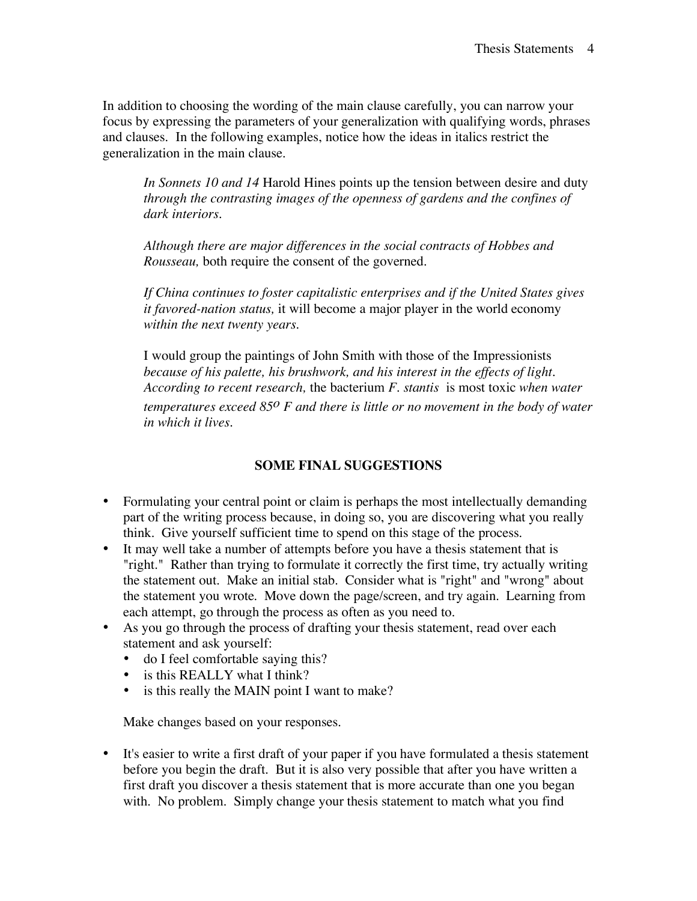In addition to choosing the wording of the main clause carefully, you can narrow your focus by expressing the parameters of your generalization with qualifying words, phrases and clauses. In the following examples, notice how the ideas in italics restrict the generalization in the main clause.

> *In Sonnets 10 and 14* Harold Hines points up the tension between desire and duty *through the contrasting images of the openness of gardens and the confines of dark interiors.*
>
> *Although there are major differences in the social contracts of Hobbes and Rousseau,* both require the consent of the governed.
>
> *If China continues to foster capitalistic enterprises and if the United States gives it favored-nation status,* it will become a major player in the world economy *within the next twenty years.*
>
> I would group the paintings of John Smith with those of the Impressionists *because of his palette, his brushwork, and his interest in the effects of light.*
> *According to recent research,* the bacterium *F. stantis* is most toxic *when water temperatures exceed 85$^{o}$ F and there is little or no movement in the body of water in which it lives.*

**SOME FINAL SUGGESTIONS**

- Formulating your central point or claim is perhaps the most intellectually demanding part of the writing process because, in doing so, you are discovering what you really think. Give yourself sufficient time to spend on this stage of the process.
- It may well take a number of attempts before you have a thesis statement that is "right." Rather than trying to formulate it correctly the first time, try actually writing the statement out. Make an initial stab. Consider what is "right" and "wrong" about the statement you wrote. Move down the page/screen, and try again. Learning from each attempt, go through the process as often as you need to.
- As you go through the process of drafting your thesis statement, read over each statement and ask yourself:
  - do I feel comfortable saying this?
  - is this REALLY what I think?
  - is this really the MAIN point I want to make?

  Make changes based on your responses.

- It's easier to write a first draft of your paper if you have formulated a thesis statement before you begin the draft. But it is also very possible that after you have written a first draft you discover a thesis statement that is more accurate than one you began with. No problem. Simply change your thesis statement to match what you find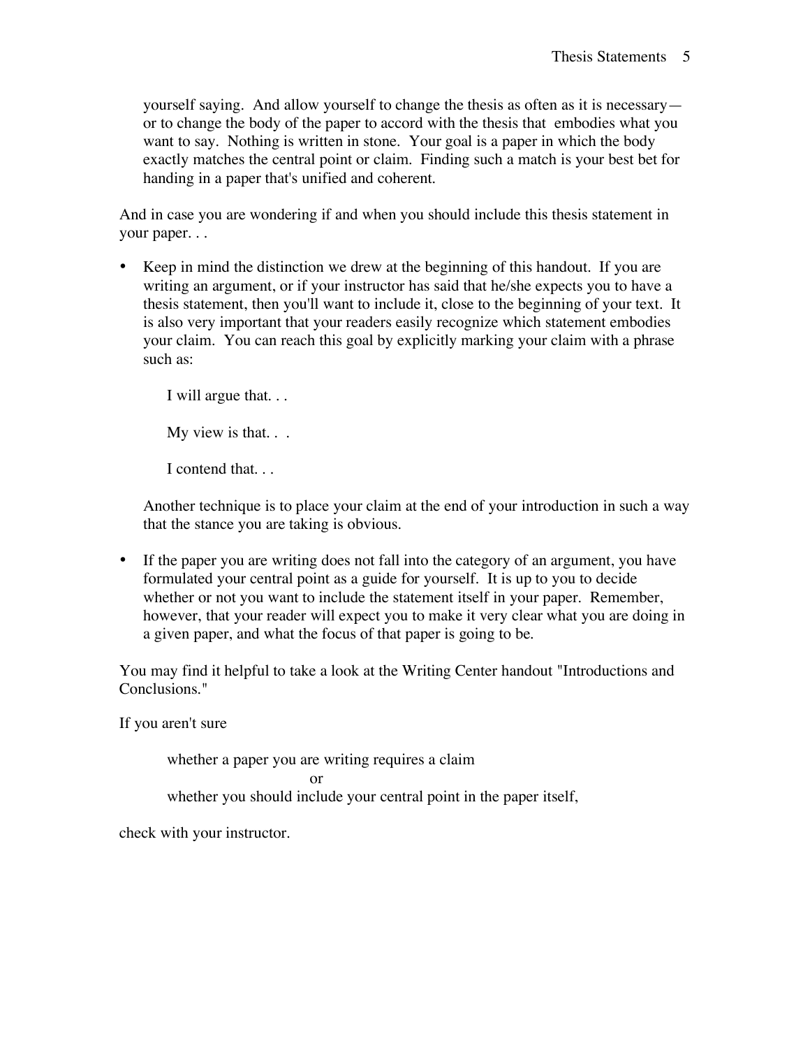yourself saying. And allow yourself to change the thesis as often as it is necessary—or to change the body of the paper to accord with the thesis that embodies what you want to say. Nothing is written in stone. Your goal is a paper in which the body exactly matches the central point or claim. Finding such a match is your best bet for handing in a paper that's unified and coherent.

And in case you are wondering if and when you should include this thesis statement in your paper. . .

- Keep in mind the distinction we drew at the beginning of this handout. If you are writing an argument, or if your instructor has said that he/she expects you to have a thesis statement, then you'll want to include it, close to the beginning of your text. It is also very important that your readers easily recognize which statement embodies your claim. You can reach this goal by explicitly marking your claim with a phrase such as:

  I will argue that. . .

  My view is that. . .

  I contend that. . .

  Another technique is to place your claim at the end of your introduction in such a way that the stance you are taking is obvious.

- If the paper you are writing does not fall into the category of an argument, you have formulated your central point as a guide for yourself. It is up to you to decide whether or not you want to include the statement itself in your paper. Remember, however, that your reader will expect you to make it very clear what you are doing in a given paper, and what the focus of that paper is going to be.

You may find it helpful to take a look at the Writing Center handout "Introductions and Conclusions."

If you aren't sure

> whether a paper you are writing requires a claim
>
> or
>
> whether you should include your central point in the paper itself,

check with your instructor.